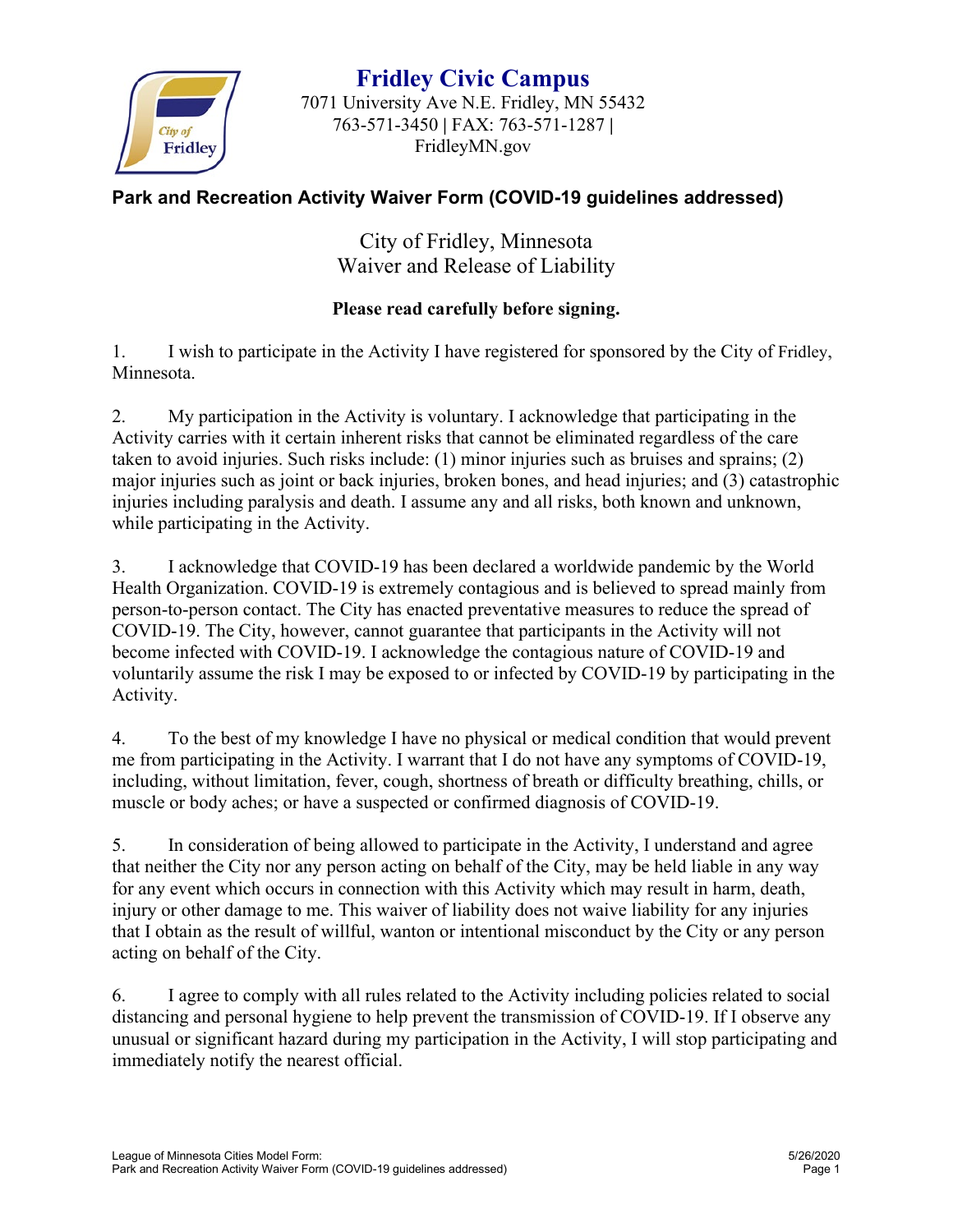# Fridley Civic Campus

7071 University Ave N.E. Fridley, MN 55432
763-571-3450 | FAX: 763-571-1287 |
FridleyMN.gov

**Park and Recreation Activity Waiver Form (COVID-19 guidelines addressed)**

## City of Fridley, Minnesota
## Waiver and Release of Liability

**Please read carefully before signing.**

1. I wish to participate in the Activity I have registered for sponsored by the City of Fridley, Minnesota.

2. My participation in the Activity is voluntary. I acknowledge that participating in the Activity carries with it certain inherent risks that cannot be eliminated regardless of the care taken to avoid injuries. Such risks include: (1) minor injuries such as bruises and sprains; (2) major injuries such as joint or back injuries, broken bones, and head injuries; and (3) catastrophic injuries including paralysis and death. I assume any and all risks, both known and unknown, while participating in the Activity.

3. I acknowledge that COVID-19 has been declared a worldwide pandemic by the World Health Organization. COVID-19 is extremely contagious and is believed to spread mainly from person-to-person contact. The City has enacted preventative measures to reduce the spread of COVID-19. The City, however, cannot guarantee that participants in the Activity will not become infected with COVID-19. I acknowledge the contagious nature of COVID-19 and voluntarily assume the risk I may be exposed to or infected by COVID-19 by participating in the Activity.

4. To the best of my knowledge I have no physical or medical condition that would prevent me from participating in the Activity. I warrant that I do not have any symptoms of COVID-19, including, without limitation, fever, cough, shortness of breath or difficulty breathing, chills, or muscle or body aches; or have a suspected or confirmed diagnosis of COVID-19.

5. In consideration of being allowed to participate in the Activity, I understand and agree that neither the City nor any person acting on behalf of the City, may be held liable in any way for any event which occurs in connection with this Activity which may result in harm, death, injury or other damage to me. This waiver of liability does not waive liability for any injuries that I obtain as the result of willful, wanton or intentional misconduct by the City or any person acting on behalf of the City.

6. I agree to comply with all rules related to the Activity including policies related to social distancing and personal hygiene to help prevent the transmission of COVID-19. If I observe any unusual or significant hazard during my participation in the Activity, I will stop participating and immediately notify the nearest official.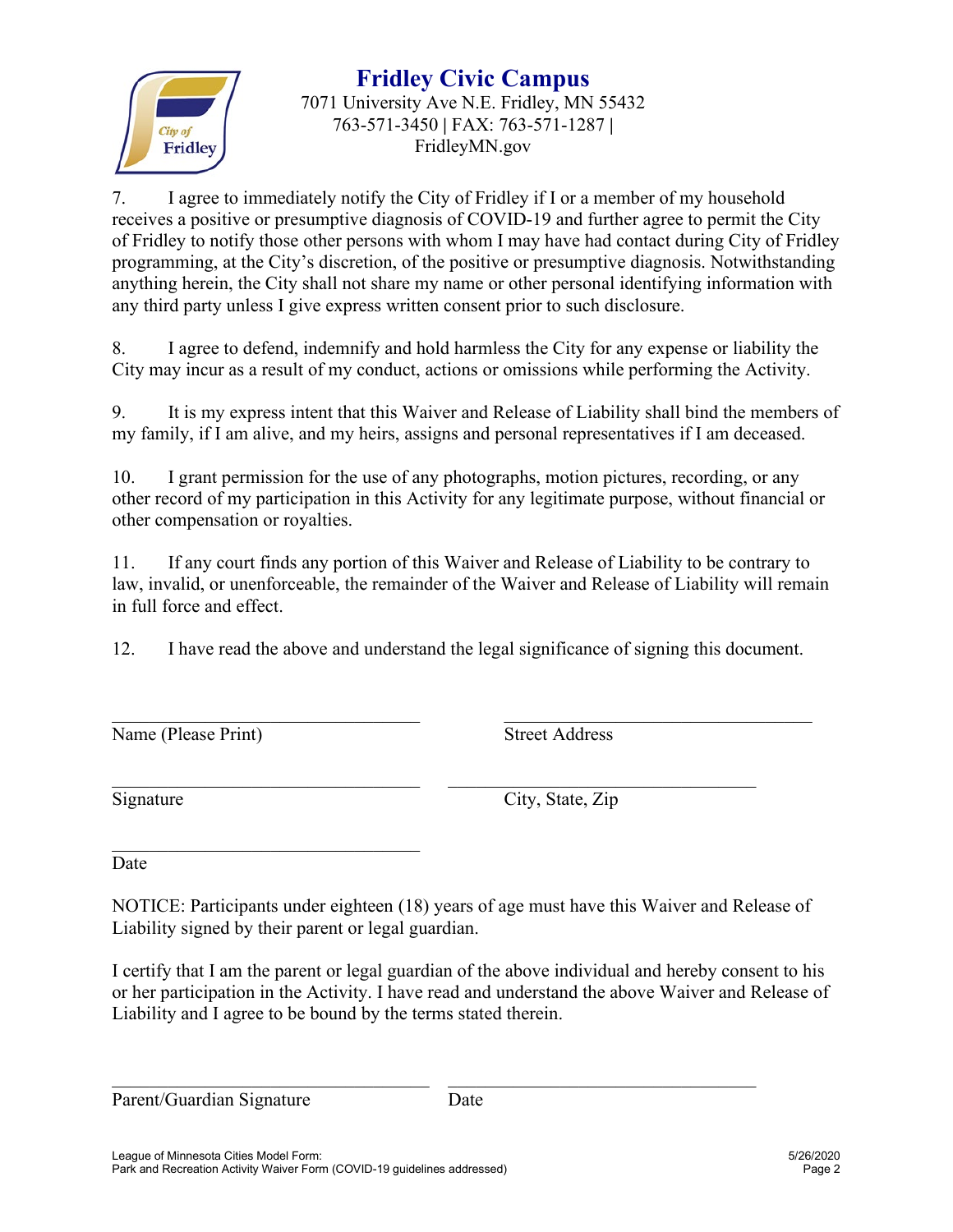# Fridley Civic Campus

7071 University Ave N.E. Fridley, MN 55432
763-571-3450 | FAX: 763-571-1287 |
FridleyMN.gov

7. I agree to immediately notify the City of Fridley if I or a member of my household receives a positive or presumptive diagnosis of COVID-19 and further agree to permit the City of Fridley to notify those other persons with whom I may have had contact during City of Fridley programming, at the City's discretion, of the positive or presumptive diagnosis. Notwithstanding anything herein, the City shall not share my name or other personal identifying information with any third party unless I give express written consent prior to such disclosure.

8. I agree to defend, indemnify and hold harmless the City for any expense or liability the City may incur as a result of my conduct, actions or omissions while performing the Activity.

9. It is my express intent that this Waiver and Release of Liability shall bind the members of my family, if I am alive, and my heirs, assigns and personal representatives if I am deceased.

10. I grant permission for the use of any photographs, motion pictures, recording, or any other record of my participation in this Activity for any legitimate purpose, without financial or other compensation or royalties.

11. If any court finds any portion of this Waiver and Release of Liability to be contrary to law, invalid, or unenforceable, the remainder of the Waiver and Release of Liability will remain in full force and effect.

12. I have read the above and understand the legal significance of signing this document.

___________________________________ ___________________________________
Name (Please Print) Street Address

___________________________________ ___________________________________
Signature City, State, Zip

___________________________________
Date

NOTICE: Participants under eighteen (18) years of age must have this Waiver and Release of Liability signed by their parent or legal guardian.

I certify that I am the parent or legal guardian of the above individual and hereby consent to his or her participation in the Activity. I have read and understand the above Waiver and Release of Liability and I agree to be bound by the terms stated therein.

___________________________________ ___________________________________
Parent/Guardian Signature Date

League of Minnesota Cities Model Form:
Park and Recreation Activity Waiver Form (COVID-19 guidelines addressed) 5/26/2020